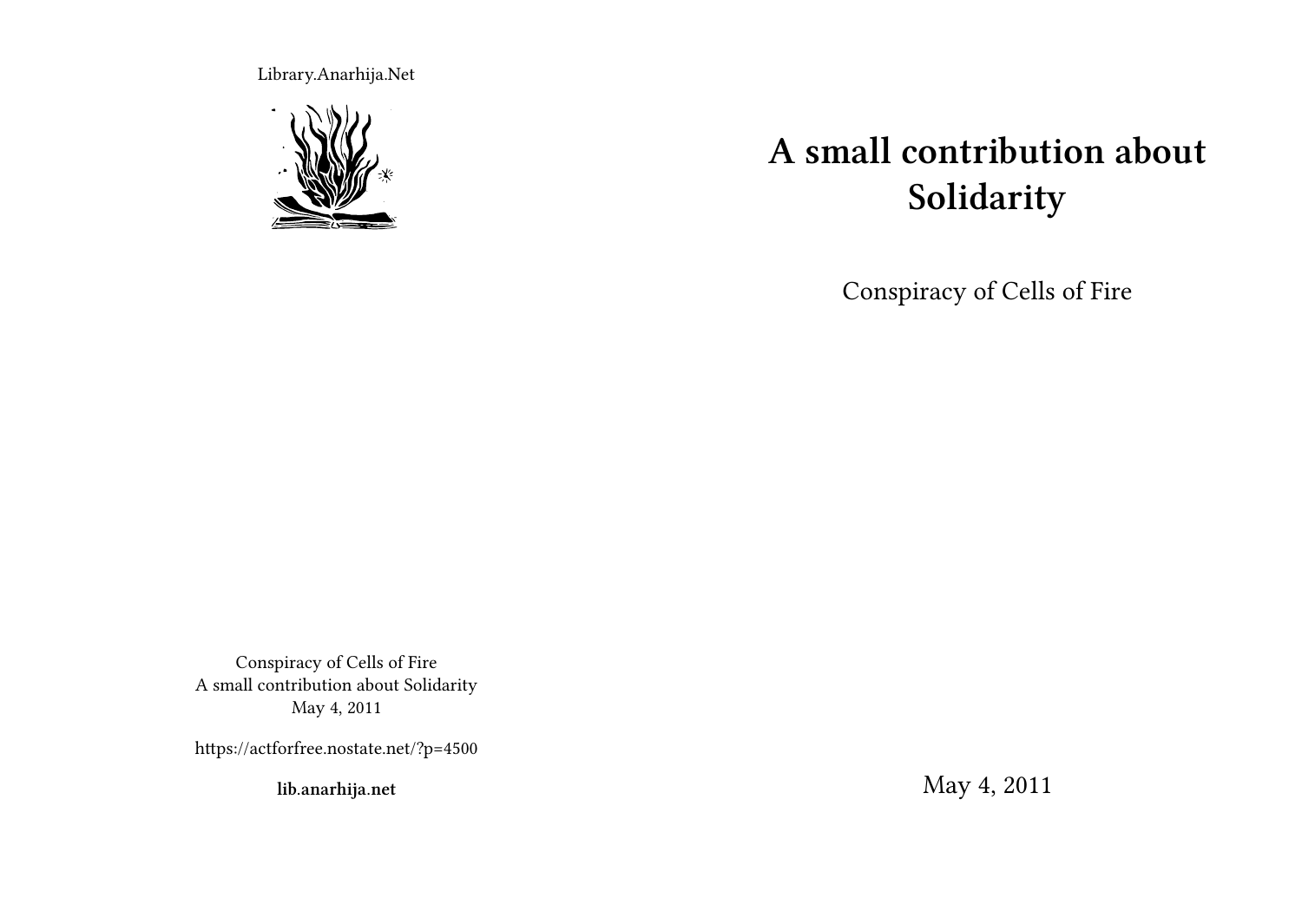Library.Anarhija.Net

# A small contribution about Solidarity

Conspiracy of Cells of Fire

May 4, 2011

Conspiracy of Cells of Fire
A small contribution about Solidarity
May 4, 2011

https://actforfree.nostate.net/?p=4500

**lib.anarhija.net**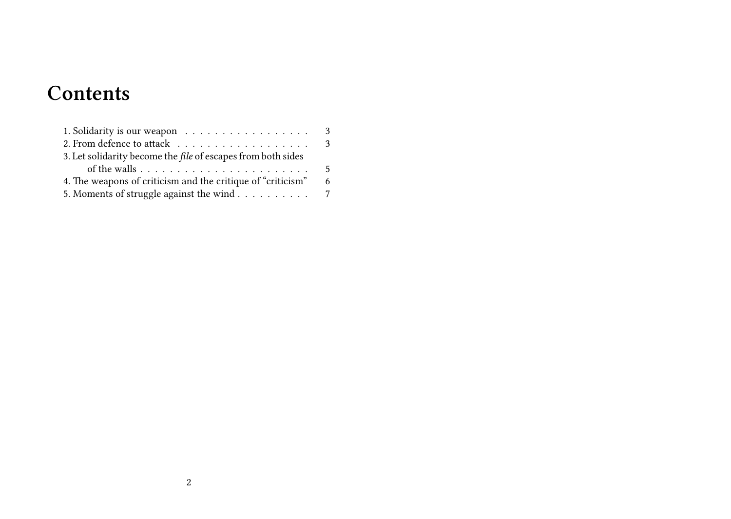# Contents

1. Solidarity is our weapon . . . . . . . . . . . . . . . . . 3
2. From defence to attack . . . . . . . . . . . . . . . . . . 3
3. Let solidarity become the *file* of escapes from both sides of the walls . . . . . . . . . . . . . . . . . . . . . . . 5
4. The weapons of criticism and the critique of "criticism" 6
5. Moments of struggle against the wind . . . . . . . . . . 7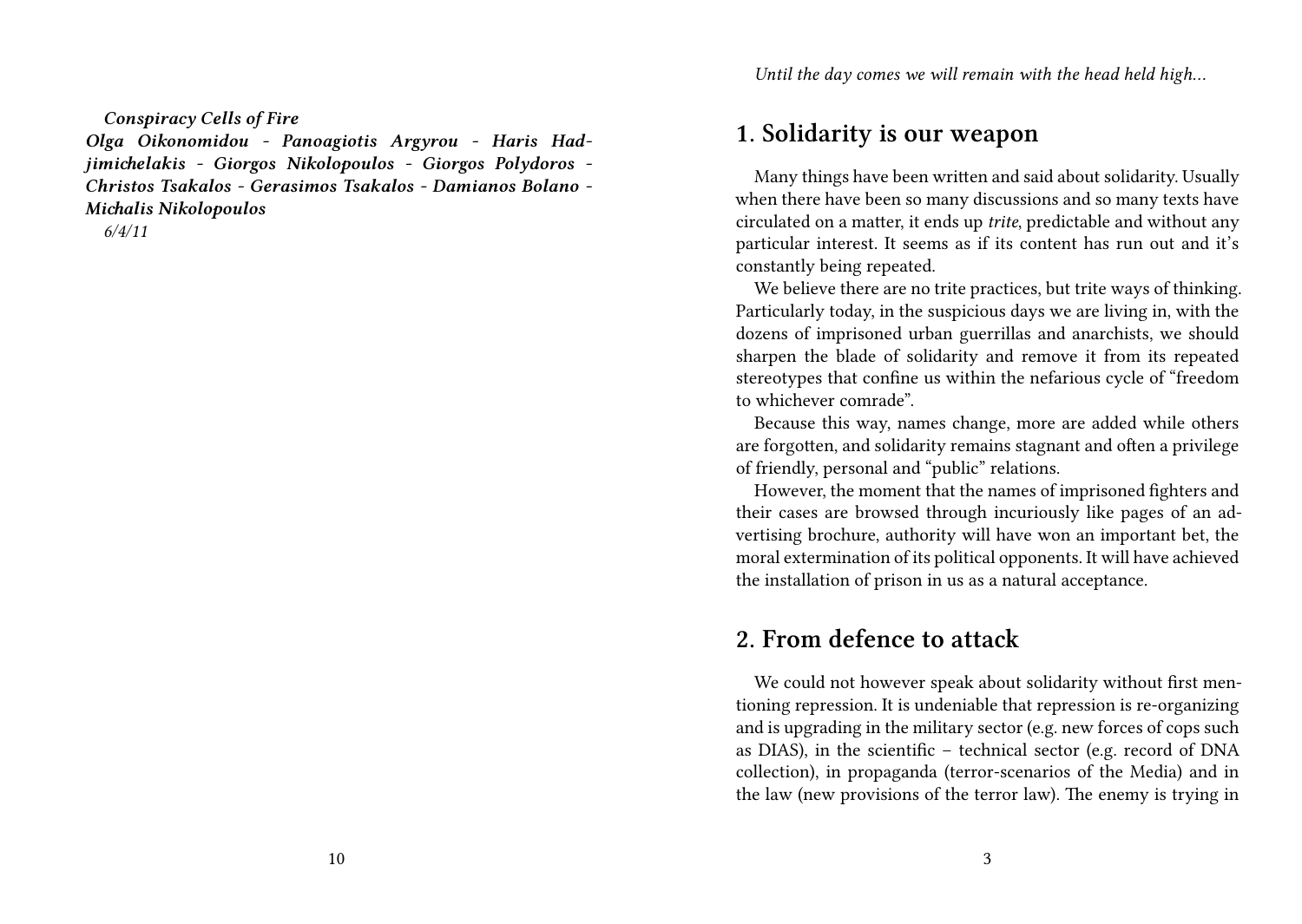*Conspiracy Cells of Fire*

***Olga Oikonomidou - Panoagiotis Argyrou - Haris Hadjimichelakis - Giorgos Nikolopoulos - Giorgos Polydoros - Christos Tsakalos - Gerasimos Tsakalos - Damianos Bolano - Michalis Nikolopoulos***

*6/4/11*

*Until the day comes we will remain with the head held high…*

## 1. Solidarity is our weapon

Many things have been written and said about solidarity. Usually when there have been so many discussions and so many texts have circulated on a matter, it ends up *trite*, predictable and without any particular interest. It seems as if its content has run out and it's constantly being repeated.

We believe there are no trite practices, but trite ways of thinking. Particularly today, in the suspicious days we are living in, with the dozens of imprisoned urban guerrillas and anarchists, we should sharpen the blade of solidarity and remove it from its repeated stereotypes that confine us within the nefarious cycle of "freedom to whichever comrade".

Because this way, names change, more are added while others are forgotten, and solidarity remains stagnant and often a privilege of friendly, personal and "public" relations.

However, the moment that the names of imprisoned fighters and their cases are browsed through incuriously like pages of an advertising brochure, authority will have won an important bet, the moral extermination of its political opponents. It will have achieved the installation of prison in us as a natural acceptance.

## 2. From defence to attack

We could not however speak about solidarity without first mentioning repression. It is undeniable that repression is re-organizing and is upgrading in the military sector (e.g. new forces of cops such as DIAS), in the scientific – technical sector (e.g. record of DNA collection), in propaganda (terror-scenarios of the Media) and in the law (new provisions of the terror law). The enemy is trying in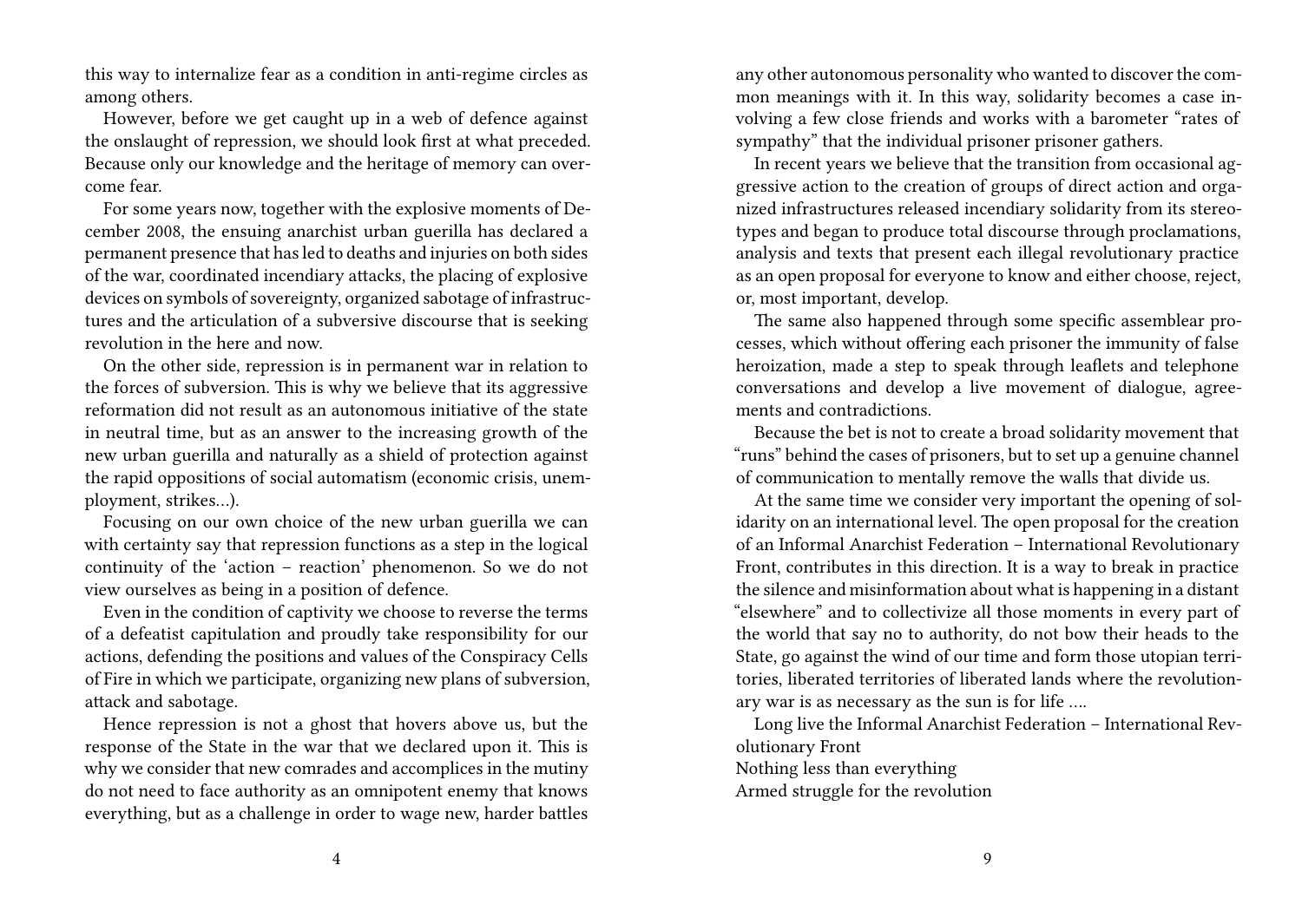this way to internalize fear as a condition in anti-regime circles as among others.

However, before we get caught up in a web of defence against the onslaught of repression, we should look first at what preceded. Because only our knowledge and the heritage of memory can overcome fear.

For some years now, together with the explosive moments of December 2008, the ensuing anarchist urban guerilla has declared a permanent presence that has led to deaths and injuries on both sides of the war, coordinated incendiary attacks, the placing of explosive devices on symbols of sovereignty, organized sabotage of infrastructures and the articulation of a subversive discourse that is seeking revolution in the here and now.

On the other side, repression is in permanent war in relation to the forces of subversion. This is why we believe that its aggressive reformation did not result as an autonomous initiative of the state in neutral time, but as an answer to the increasing growth of the new urban guerilla and naturally as a shield of protection against the rapid oppositions of social automatism (economic crisis, unemployment, strikes…).

Focusing on our own choice of the new urban guerilla we can with certainty say that repression functions as a step in the logical continuity of the 'action – reaction' phenomenon. So we do not view ourselves as being in a position of defence.

Even in the condition of captivity we choose to reverse the terms of a defeatist capitulation and proudly take responsibility for our actions, defending the positions and values of the Conspiracy Cells of Fire in which we participate, organizing new plans of subversion, attack and sabotage.

Hence repression is not a ghost that hovers above us, but the response of the State in the war that we declared upon it. This is why we consider that new comrades and accomplices in the mutiny do not need to face authority as an omnipotent enemy that knows everything, but as a challenge in order to wage new, harder battles

any other autonomous personality who wanted to discover the common meanings with it. In this way, solidarity becomes a case involving a few close friends and works with a barometer "rates of sympathy" that the individual prisoner prisoner gathers.

In recent years we believe that the transition from occasional aggressive action to the creation of groups of direct action and organized infrastructures released incendiary solidarity from its stereotypes and began to produce total discourse through proclamations, analysis and texts that present each illegal revolutionary practice as an open proposal for everyone to know and either choose, reject, or, most important, develop.

The same also happened through some specific assemblear processes, which without offering each prisoner the immunity of false heroization, made a step to speak through leaflets and telephone conversations and develop a live movement of dialogue, agreements and contradictions.

Because the bet is not to create a broad solidarity movement that "runs" behind the cases of prisoners, but to set up a genuine channel of communication to mentally remove the walls that divide us.

At the same time we consider very important the opening of solidarity on an international level. The open proposal for the creation of an Informal Anarchist Federation – International Revolutionary Front, contributes in this direction. It is a way to break in practice the silence and misinformation about what is happening in a distant "elsewhere" and to collectivize all those moments in every part of the world that say no to authority, do not bow their heads to the State, go against the wind of our time and form those utopian territories, liberated territories of liberated lands where the revolutionary war is as necessary as the sun is for life ….

Long live the Informal Anarchist Federation – International Revolutionary Front  
Nothing less than everything  
Armed struggle for the revolution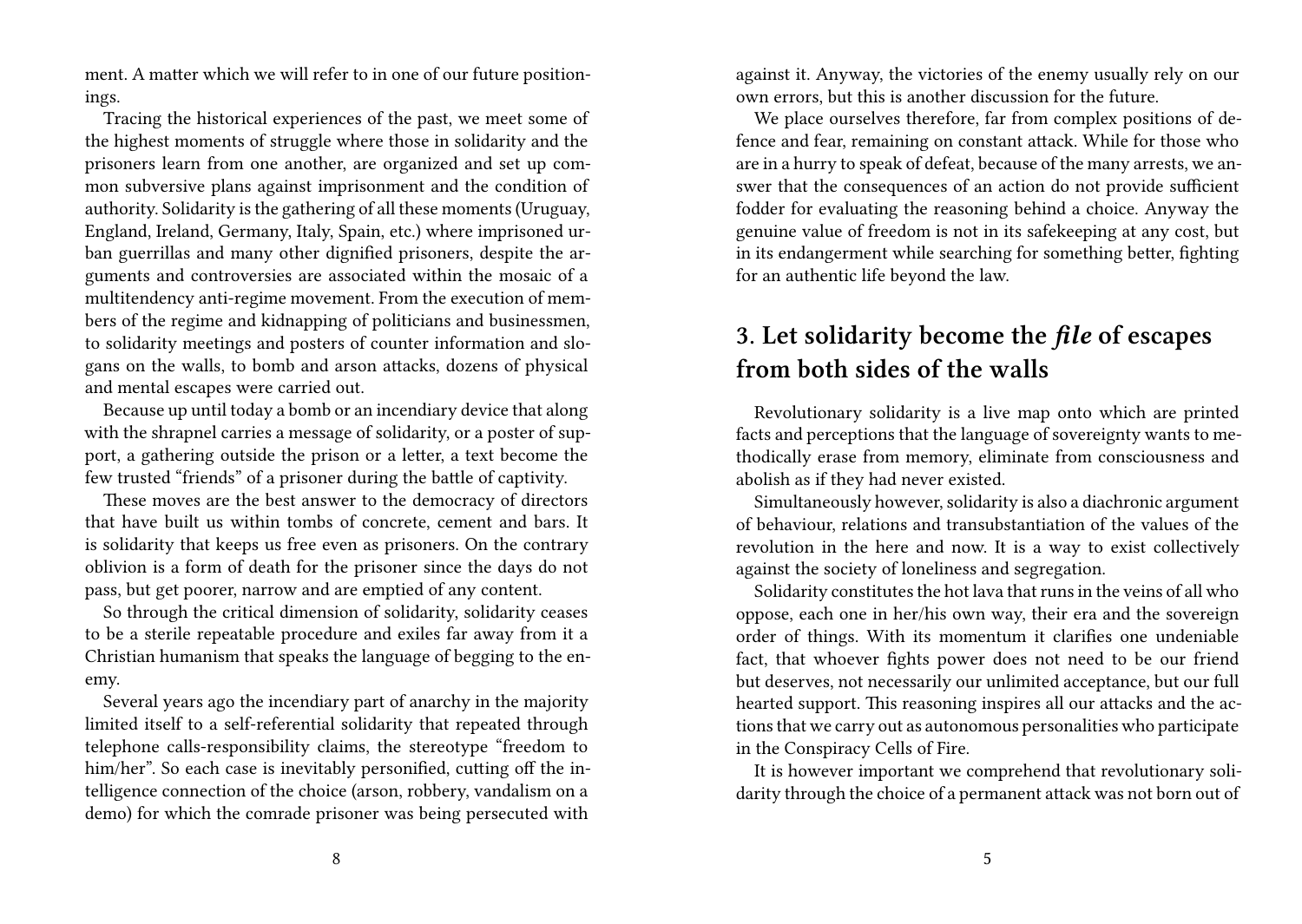ment. A matter which we will refer to in one of our future positionings.

Tracing the historical experiences of the past, we meet some of the highest moments of struggle where those in solidarity and the prisoners learn from one another, are organized and set up common subversive plans against imprisonment and the condition of authority. Solidarity is the gathering of all these moments (Uruguay, England, Ireland, Germany, Italy, Spain, etc.) where imprisoned urban guerrillas and many other dignified prisoners, despite the arguments and controversies are associated within the mosaic of a multitendency anti-regime movement. From the execution of members of the regime and kidnapping of politicians and businessmen, to solidarity meetings and posters of counter information and slogans on the walls, to bomb and arson attacks, dozens of physical and mental escapes were carried out.

Because up until today a bomb or an incendiary device that along with the shrapnel carries a message of solidarity, or a poster of support, a gathering outside the prison or a letter, a text become the few trusted "friends" of a prisoner during the battle of captivity.

These moves are the best answer to the democracy of directors that have built us within tombs of concrete, cement and bars. It is solidarity that keeps us free even as prisoners. On the contrary oblivion is a form of death for the prisoner since the days do not pass, but get poorer, narrow and are emptied of any content.

So through the critical dimension of solidarity, solidarity ceases to be a sterile repeatable procedure and exiles far away from it a Christian humanism that speaks the language of begging to the enemy.

Several years ago the incendiary part of anarchy in the majority limited itself to a self-referential solidarity that repeated through telephone calls-responsibility claims, the stereotype "freedom to him/her". So each case is inevitably personified, cutting off the intelligence connection of the choice (arson, robbery, vandalism on a demo) for which the comrade prisoner was being persecuted with

against it. Anyway, the victories of the enemy usually rely on our own errors, but this is another discussion for the future.

We place ourselves therefore, far from complex positions of defence and fear, remaining on constant attack. While for those who are in a hurry to speak of defeat, because of the many arrests, we answer that the consequences of an action do not provide sufficient fodder for evaluating the reasoning behind a choice. Anyway the genuine value of freedom is not in its safekeeping at any cost, but in its endangerment while searching for something better, fighting for an authentic life beyond the law.

## 3. Let solidarity become the *file* of escapes from both sides of the walls

Revolutionary solidarity is a live map onto which are printed facts and perceptions that the language of sovereignty wants to methodically erase from memory, eliminate from consciousness and abolish as if they had never existed.

Simultaneously however, solidarity is also a diachronic argument of behaviour, relations and transubstantiation of the values of the revolution in the here and now. It is a way to exist collectively against the society of loneliness and segregation.

Solidarity constitutes the hot lava that runs in the veins of all who oppose, each one in her/his own way, their era and the sovereign order of things. With its momentum it clarifies one undeniable fact, that whoever fights power does not need to be our friend but deserves, not necessarily our unlimited acceptance, but our full hearted support. This reasoning inspires all our attacks and the actions that we carry out as autonomous personalities who participate in the Conspiracy Cells of Fire.

It is however important we comprehend that revolutionary solidarity through the choice of a permanent attack was not born out of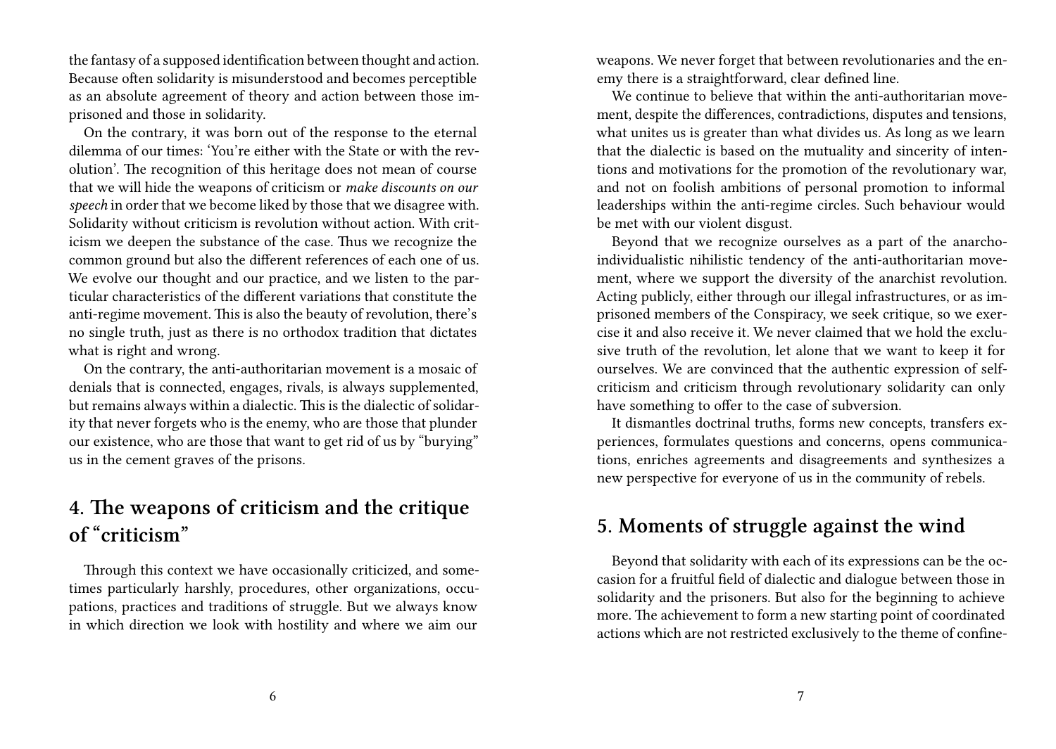the fantasy of a supposed identification between thought and action. Because often solidarity is misunderstood and becomes perceptible as an absolute agreement of theory and action between those imprisoned and those in solidarity.

On the contrary, it was born out of the response to the eternal dilemma of our times: 'You're either with the State or with the revolution'. The recognition of this heritage does not mean of course that we will hide the weapons of criticism or *make discounts on our speech* in order that we become liked by those that we disagree with. Solidarity without criticism is revolution without action. With criticism we deepen the substance of the case. Thus we recognize the common ground but also the different references of each one of us. We evolve our thought and our practice, and we listen to the particular characteristics of the different variations that constitute the anti-regime movement. This is also the beauty of revolution, there's no single truth, just as there is no orthodox tradition that dictates what is right and wrong.

On the contrary, the anti-authoritarian movement is a mosaic of denials that is connected, engages, rivals, is always supplemented, but remains always within a dialectic. This is the dialectic of solidarity that never forgets who is the enemy, who are those that plunder our existence, who are those that want to get rid of us by "burying" us in the cement graves of the prisons.

## 4. The weapons of criticism and the critique of "criticism"

Through this context we have occasionally criticized, and sometimes particularly harshly, procedures, other organizations, occupations, practices and traditions of struggle. But we always know in which direction we look with hostility and where we aim our weapons. We never forget that between revolutionaries and the enemy there is a straightforward, clear defined line.

We continue to believe that within the anti-authoritarian movement, despite the differences, contradictions, disputes and tensions, what unites us is greater than what divides us. As long as we learn that the dialectic is based on the mutuality and sincerity of intentions and motivations for the promotion of the revolutionary war, and not on foolish ambitions of personal promotion to informal leaderships within the anti-regime circles. Such behaviour would be met with our violent disgust.

Beyond that we recognize ourselves as a part of the anarcho-individualistic nihilistic tendency of the anti-authoritarian movement, where we support the diversity of the anarchist revolution. Acting publicly, either through our illegal infrastructures, or as imprisoned members of the Conspiracy, we seek critique, so we exercise it and also receive it. We never claimed that we hold the exclusive truth of the revolution, let alone that we want to keep it for ourselves. We are convinced that the authentic expression of self-criticism and criticism through revolutionary solidarity can only have something to offer to the case of subversion.

It dismantles doctrinal truths, forms new concepts, transfers experiences, formulates questions and concerns, opens communications, enriches agreements and disagreements and synthesizes a new perspective for everyone of us in the community of rebels.

## 5. Moments of struggle against the wind

Beyond that solidarity with each of its expressions can be the occasion for a fruitful field of dialectic and dialogue between those in solidarity and the prisoners. But also for the beginning to achieve more. The achievement to form a new starting point of coordinated actions which are not restricted exclusively to the theme of confine-